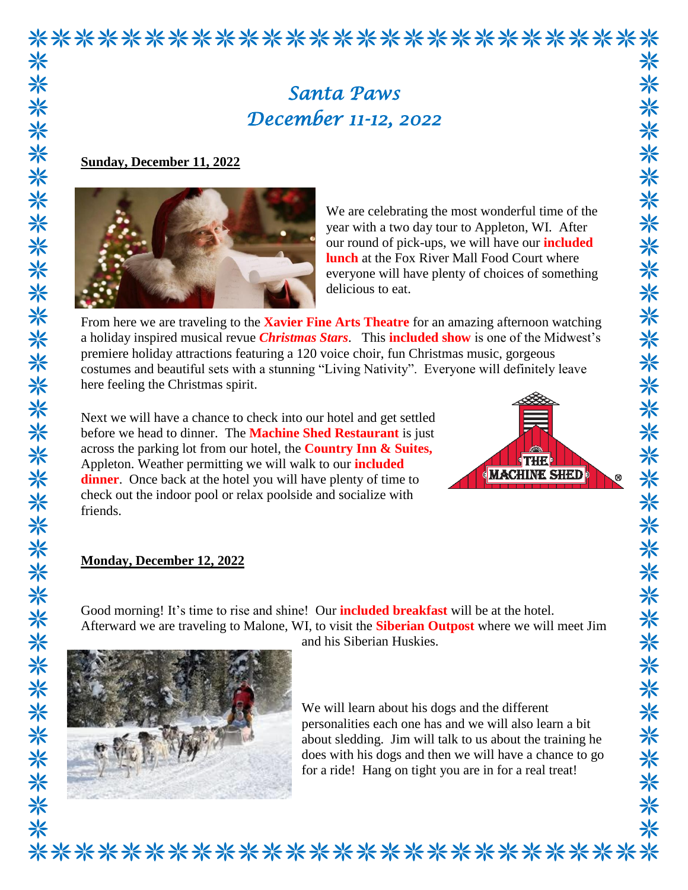# *Santa Paws*
# *December 11-12, 2022*

**Sunday, December 11, 2022**

We are celebrating the most wonderful time of the year with a two day tour to Appleton, WI. After our round of pick-ups, we will have our **included lunch** at the Fox River Mall Food Court where everyone will have plenty of choices of something delicious to eat.

From here we are traveling to the **Xavier Fine Arts Theatre** for an amazing afternoon watching a holiday inspired musical revue ***Christmas Stars***. This **included show** is one of the Midwest's premiere holiday attractions featuring a 120 voice choir, fun Christmas music, gorgeous costumes and beautiful sets with a stunning "Living Nativity". Everyone will definitely leave here feeling the Christmas spirit.

Next we will have a chance to check into our hotel and get settled before we head to dinner. The **Machine Shed Restaurant** is just across the parking lot from our hotel, the **Country Inn & Suites,** Appleton. Weather permitting we will walk to our **included dinner**. Once back at the hotel you will have plenty of time to check out the indoor pool or relax poolside and socialize with friends.

**Monday, December 12, 2022**

Good morning! It's time to rise and shine! Our **included breakfast** will be at the hotel. Afterward we are traveling to Malone, WI, to visit the **Siberian Outpost** where we will meet Jim and his Siberian Huskies.

We will learn about his dogs and the different personalities each one has and we will also learn a bit about sledding. Jim will talk to us about the training he does with his dogs and then we will have a chance to go for a ride! Hang on tight you are in for a real treat!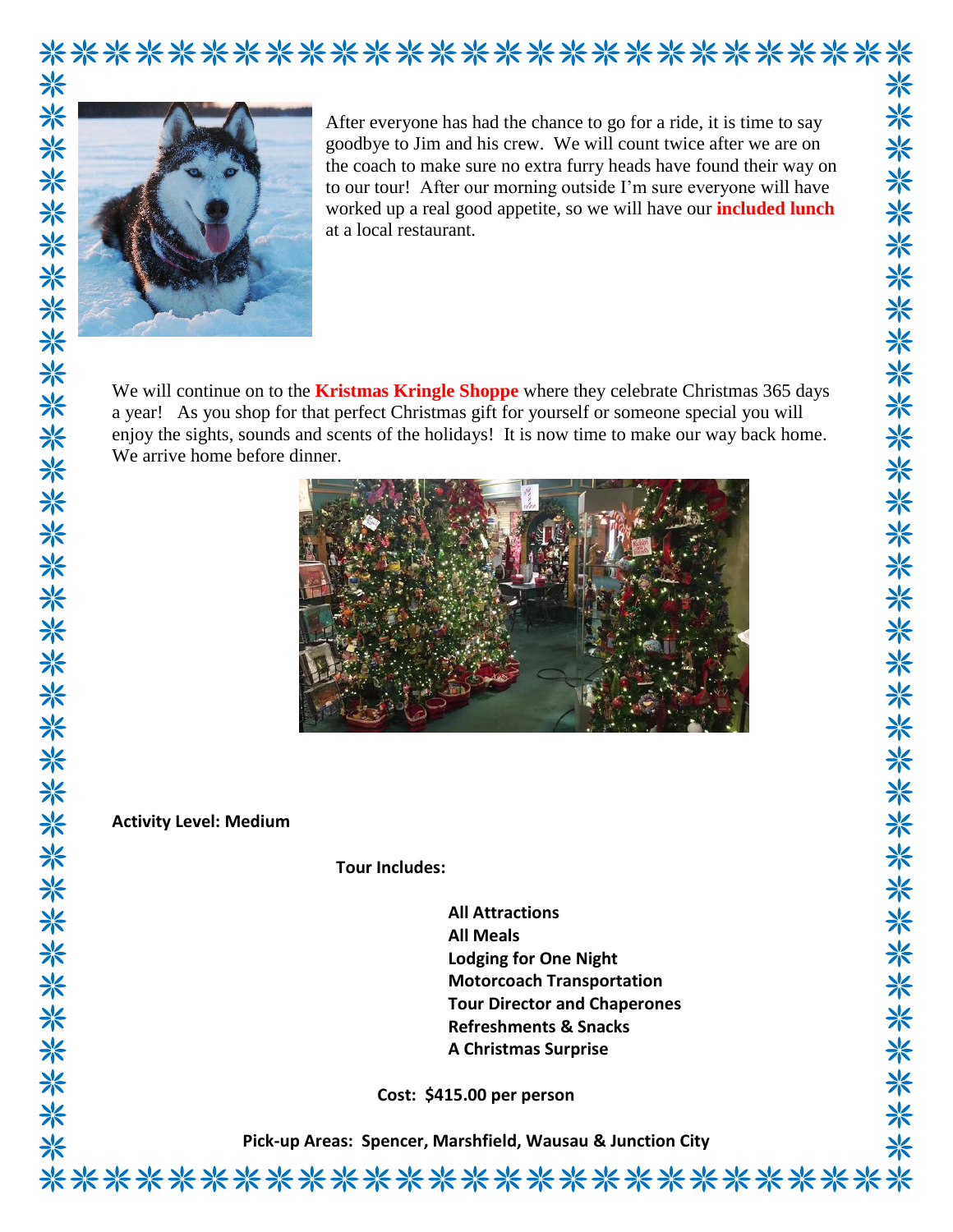After everyone has had the chance to go for a ride, it is time to say goodbye to Jim and his crew. We will count twice after we are on the coach to make sure no extra furry heads have found their way on to our tour! After our morning outside I'm sure everyone will have worked up a real good appetite, so we will have our **included lunch** at a local restaurant.

We will continue on to the **Kristmas Kringle Shoppe** where they celebrate Christmas 365 days a year! As you shop for that perfect Christmas gift for yourself or someone special you will enjoy the sights, sounds and scents of the holidays! It is now time to make our way back home. We arrive home before dinner.

**Activity Level: Medium**

**Tour Includes:**

**All Attractions**
**All Meals**
**Lodging for One Night**
**Motorcoach Transportation**
**Tour Director and Chaperones**
**Refreshments & Snacks**
**A Christmas Surprise**

**Cost: $415.00 per person**

**Pick-up Areas: Spencer, Marshfield, Wausau & Junction City**